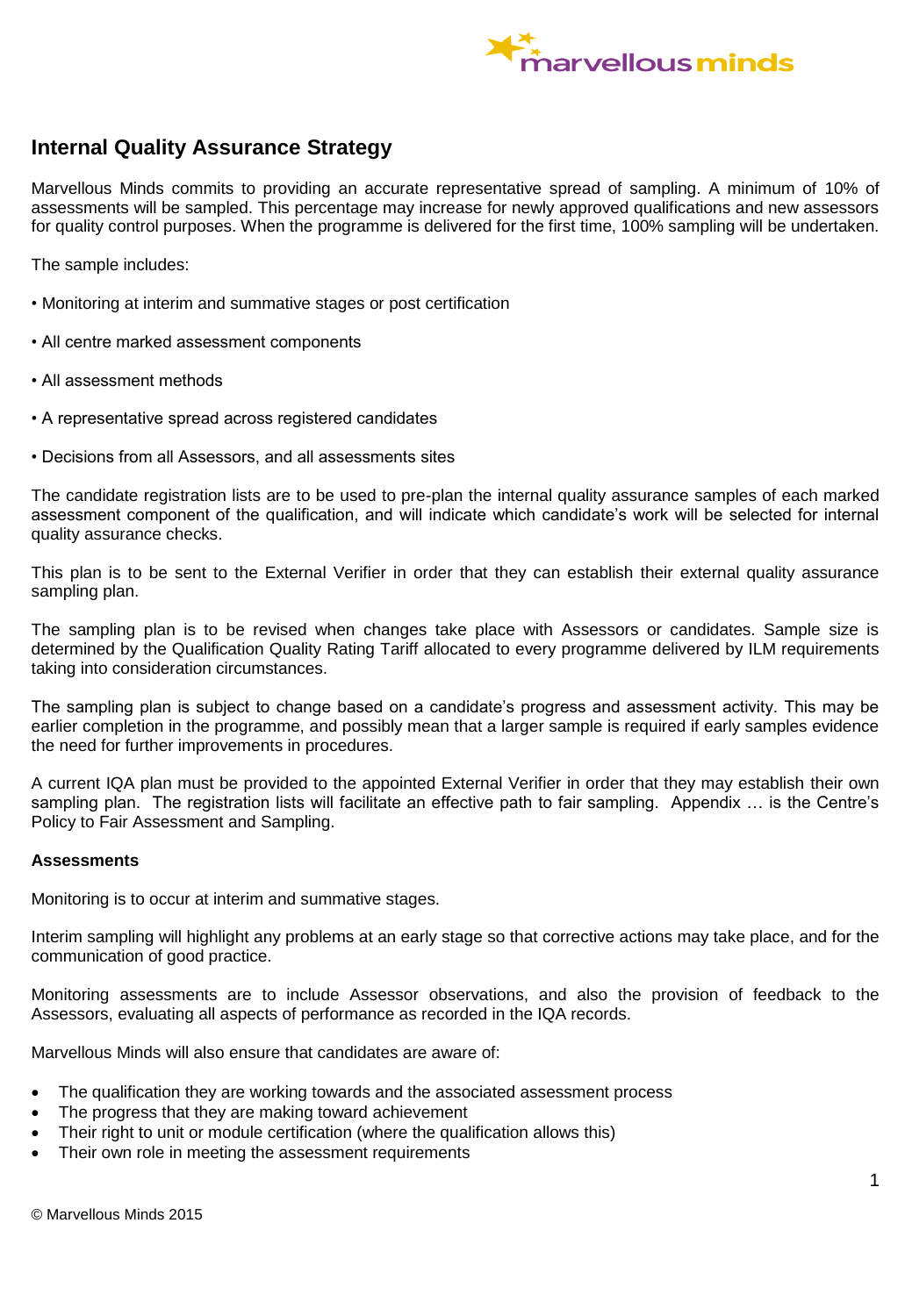## Internal Quality Assurance Strategy

Marvellous Minds commits to providing an accurate representative spread of sampling. A minimum of 10% of assessments will be sampled. This percentage may increase for newly approved qualifications and new assessors for quality control purposes. When the programme is delivered for the first time, 100% sampling will be undertaken.

The sample includes:

• Monitoring at interim and summative stages or post certification

• All centre marked assessment components

• All assessment methods

• A representative spread across registered candidates

• Decisions from all Assessors, and all assessments sites

The candidate registration lists are to be used to pre-plan the internal quality assurance samples of each marked assessment component of the qualification, and will indicate which candidate's work will be selected for internal quality assurance checks.

This plan is to be sent to the External Verifier in order that they can establish their external quality assurance sampling plan.

The sampling plan is to be revised when changes take place with Assessors or candidates. Sample size is determined by the Qualification Quality Rating Tariff allocated to every programme delivered by ILM requirements taking into consideration circumstances.

The sampling plan is subject to change based on a candidate's progress and assessment activity. This may be earlier completion in the programme, and possibly mean that a larger sample is required if early samples evidence the need for further improvements in procedures.

A current IQA plan must be provided to the appointed External Verifier in order that they may establish their own sampling plan. The registration lists will facilitate an effective path to fair sampling. Appendix … is the Centre's Policy to Fair Assessment and Sampling.

**Assessments**

Monitoring is to occur at interim and summative stages.

Interim sampling will highlight any problems at an early stage so that corrective actions may take place, and for the communication of good practice.

Monitoring assessments are to include Assessor observations, and also the provision of feedback to the Assessors, evaluating all aspects of performance as recorded in the IQA records.

Marvellous Minds will also ensure that candidates are aware of:

- The qualification they are working towards and the associated assessment process
- The progress that they are making toward achievement
- Their right to unit or module certification (where the qualification allows this)
- Their own role in meeting the assessment requirements

© Marvellous Minds 2015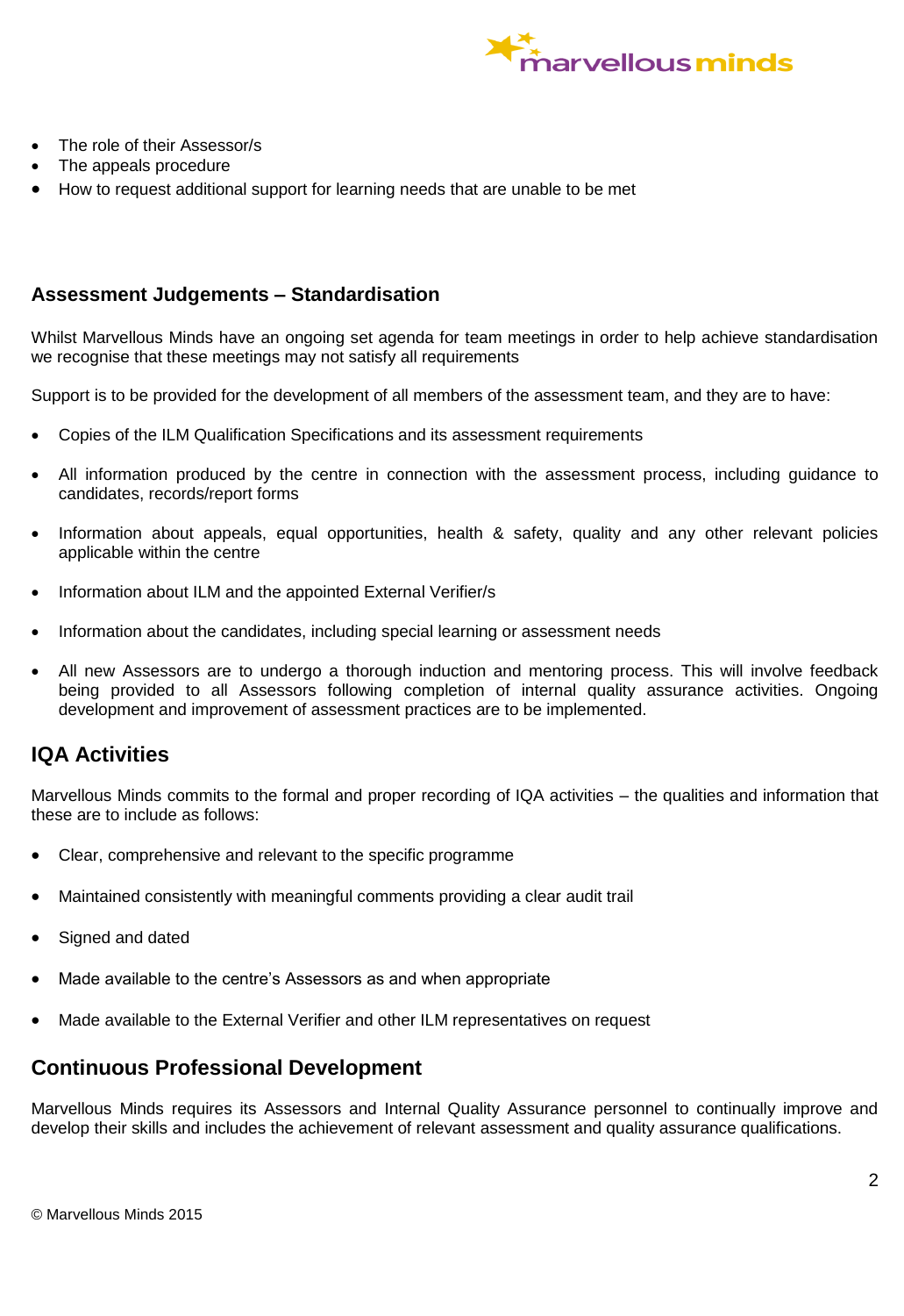- The role of their Assessor/s
- The appeals procedure
- How to request additional support for learning needs that are unable to be met

### Assessment Judgements – Standardisation

Whilst Marvellous Minds have an ongoing set agenda for team meetings in order to help achieve standardisation we recognise that these meetings may not satisfy all requirements

Support is to be provided for the development of all members of the assessment team, and they are to have:

- Copies of the ILM Qualification Specifications and its assessment requirements
- All information produced by the centre in connection with the assessment process, including guidance to candidates, records/report forms
- Information about appeals, equal opportunities, health & safety, quality and any other relevant policies applicable within the centre
- Information about ILM and the appointed External Verifier/s
- Information about the candidates, including special learning or assessment needs
- All new Assessors are to undergo a thorough induction and mentoring process. This will involve feedback being provided to all Assessors following completion of internal quality assurance activities. Ongoing development and improvement of assessment practices are to be implemented.

## IQA Activities

Marvellous Minds commits to the formal and proper recording of IQA activities – the qualities and information that these are to include as follows:

- Clear, comprehensive and relevant to the specific programme
- Maintained consistently with meaningful comments providing a clear audit trail
- Signed and dated
- Made available to the centre's Assessors as and when appropriate
- Made available to the External Verifier and other ILM representatives on request

## Continuous Professional Development

Marvellous Minds requires its Assessors and Internal Quality Assurance personnel to continually improve and develop their skills and includes the achievement of relevant assessment and quality assurance qualifications.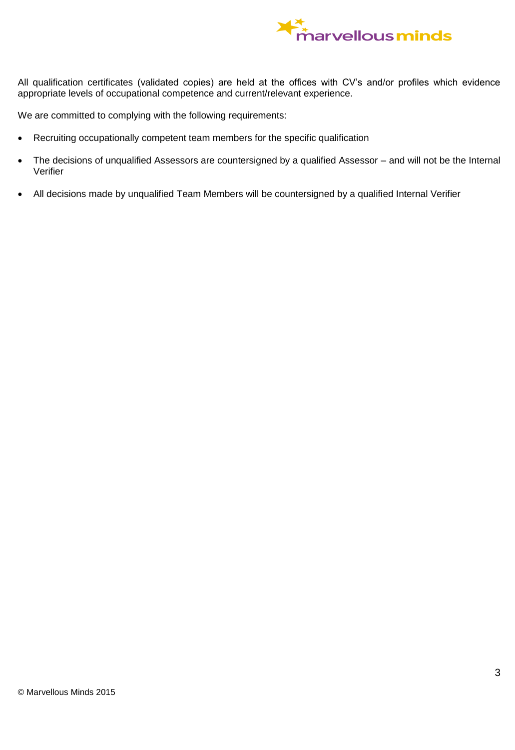All qualification certificates (validated copies) are held at the offices with CV's and/or profiles which evidence appropriate levels of occupational competence and current/relevant experience.

We are committed to complying with the following requirements:

- Recruiting occupationally competent team members for the specific qualification
- The decisions of unqualified Assessors are countersigned by a qualified Assessor – and will not be the Internal Verifier
- All decisions made by unqualified Team Members will be countersigned by a qualified Internal Verifier